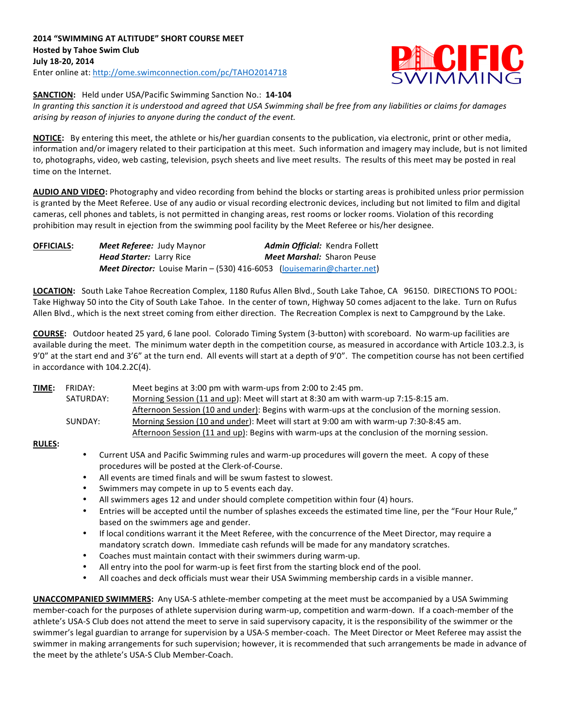**2014 "SWIMMING AT ALTITUDE" SHORT COURSE MEET**
**Hosted by Tahoe Swim Club**
**July 18-20, 2014**
Enter online at: http://ome.swimconnection.com/pc/TAHO2014718

**SANCTION:** Held under USA/Pacific Swimming Sanction No.: **14-104**
*In granting this sanction it is understood and agreed that USA Swimming shall be free from any liabilities or claims for damages arising by reason of injuries to anyone during the conduct of the event.*

**NOTICE:** By entering this meet, the athlete or his/her guardian consents to the publication, via electronic, print or other media, information and/or imagery related to their participation at this meet. Such information and imagery may include, but is not limited to, photographs, video, web casting, television, psych sheets and live meet results. The results of this meet may be posted in real time on the Internet.

**AUDIO AND VIDEO:** Photography and video recording from behind the blocks or starting areas is prohibited unless prior permission is granted by the Meet Referee. Use of any audio or visual recording electronic devices, including but not limited to film and digital cameras, cell phones and tablets, is not permitted in changing areas, rest rooms or locker rooms. Violation of this recording prohibition may result in ejection from the swimming pool facility by the Meet Referee or his/her designee.

**OFFICIALS:**
***Meet Referee:*** Judy Maynor
***Admin Official:*** Kendra Follett
***Head Starter:*** Larry Rice
***Meet Marshal:*** Sharon Peuse
***Meet Director:*** Louise Marin – (530) 416-6053 (louisemarin@charter.net)

**LOCATION:** South Lake Tahoe Recreation Complex, 1180 Rufus Allen Blvd., South Lake Tahoe, CA 96150. DIRECTIONS TO POOL: Take Highway 50 into the City of South Lake Tahoe. In the center of town, Highway 50 comes adjacent to the lake. Turn on Rufus Allen Blvd., which is the next street coming from either direction. The Recreation Complex is next to Campground by the Lake.

**COURSE:** Outdoor heated 25 yard, 6 lane pool. Colorado Timing System (3-button) with scoreboard. No warm-up facilities are available during the meet. The minimum water depth in the competition course, as measured in accordance with Article 103.2.3, is 9'0" at the start end and 3'6" at the turn end. All events will start at a depth of 9'0". The competition course has not been certified in accordance with 104.2.2C(4).

**TIME:**
FRIDAY: Meet begins at 3:00 pm with warm-ups from 2:00 to 2:45 pm.
SATURDAY: Morning Session (11 and up): Meet will start at 8:30 am with warm-up 7:15-8:15 am.
Afternoon Session (10 and under): Begins with warm-ups at the conclusion of the morning session.
SUNDAY: Morning Session (10 and under): Meet will start at 9:00 am with warm-up 7:30-8:45 am.
Afternoon Session (11 and up): Begins with warm-ups at the conclusion of the morning session.

**RULES:**

- Current USA and Pacific Swimming rules and warm-up procedures will govern the meet. A copy of these procedures will be posted at the Clerk-of-Course.
- All events are timed finals and will be swum fastest to slowest.
- Swimmers may compete in up to 5 events each day.
- All swimmers ages 12 and under should complete competition within four (4) hours.
- Entries will be accepted until the number of splashes exceeds the estimated time line, per the "Four Hour Rule," based on the swimmers age and gender.
- If local conditions warrant it the Meet Referee, with the concurrence of the Meet Director, may require a mandatory scratch down. Immediate cash refunds will be made for any mandatory scratches.
- Coaches must maintain contact with their swimmers during warm-up.
- All entry into the pool for warm-up is feet first from the starting block end of the pool.
- All coaches and deck officials must wear their USA Swimming membership cards in a visible manner.

**UNACCOMPANIED SWIMMERS:** Any USA-S athlete-member competing at the meet must be accompanied by a USA Swimming member-coach for the purposes of athlete supervision during warm-up, competition and warm-down. If a coach-member of the athlete's USA-S Club does not attend the meet to serve in said supervisory capacity, it is the responsibility of the swimmer or the swimmer's legal guardian to arrange for supervision by a USA-S member-coach. The Meet Director or Meet Referee may assist the swimmer in making arrangements for such supervision; however, it is recommended that such arrangements be made in advance of the meet by the athlete's USA-S Club Member-Coach.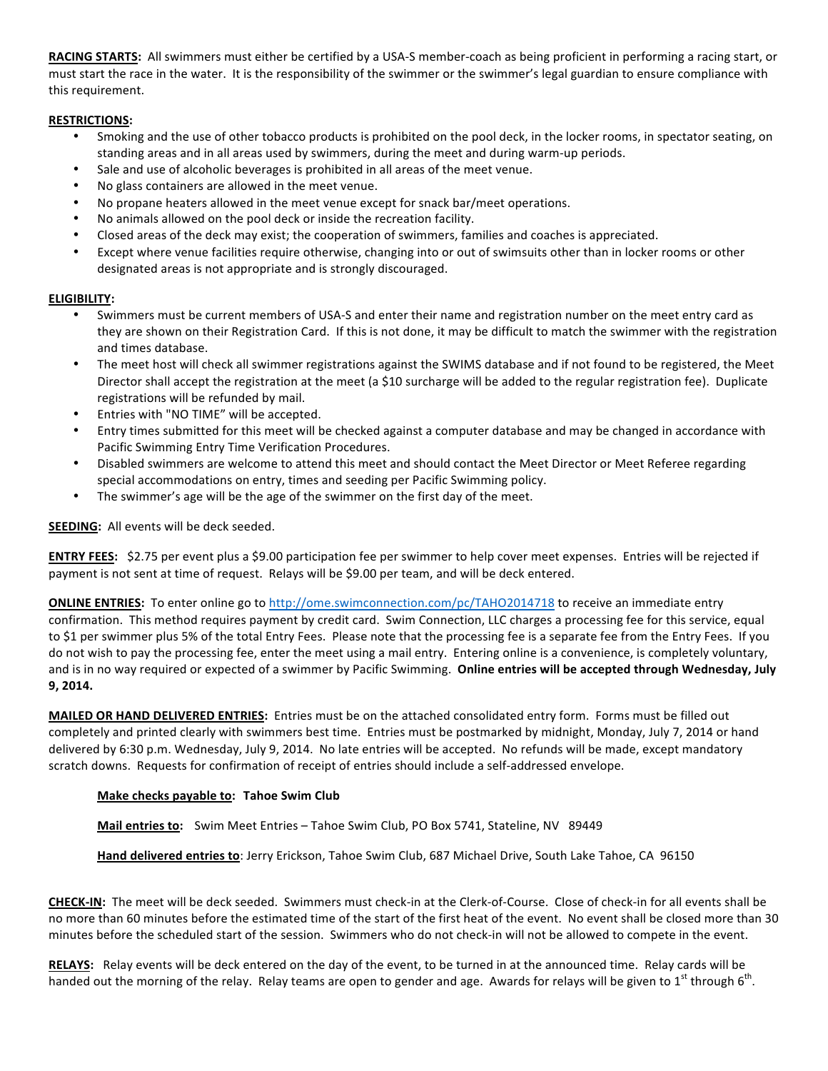**RACING STARTS:** All swimmers must either be certified by a USA-S member-coach as being proficient in performing a racing start, or must start the race in the water. It is the responsibility of the swimmer or the swimmer's legal guardian to ensure compliance with this requirement.

**RESTRICTIONS:**

- Smoking and the use of other tobacco products is prohibited on the pool deck, in the locker rooms, in spectator seating, on standing areas and in all areas used by swimmers, during the meet and during warm-up periods.
- Sale and use of alcoholic beverages is prohibited in all areas of the meet venue.
- No glass containers are allowed in the meet venue.
- No propane heaters allowed in the meet venue except for snack bar/meet operations.
- No animals allowed on the pool deck or inside the recreation facility.
- Closed areas of the deck may exist; the cooperation of swimmers, families and coaches is appreciated.
- Except where venue facilities require otherwise, changing into or out of swimsuits other than in locker rooms or other designated areas is not appropriate and is strongly discouraged.

**ELIGIBILITY:**

- Swimmers must be current members of USA-S and enter their name and registration number on the meet entry card as they are shown on their Registration Card. If this is not done, it may be difficult to match the swimmer with the registration and times database.
- The meet host will check all swimmer registrations against the SWIMS database and if not found to be registered, the Meet Director shall accept the registration at the meet (a $10 surcharge will be added to the regular registration fee). Duplicate registrations will be refunded by mail.
- Entries with "NO TIME" will be accepted.
- Entry times submitted for this meet will be checked against a computer database and may be changed in accordance with Pacific Swimming Entry Time Verification Procedures.
- Disabled swimmers are welcome to attend this meet and should contact the Meet Director or Meet Referee regarding special accommodations on entry, times and seeding per Pacific Swimming policy.
- The swimmer's age will be the age of the swimmer on the first day of the meet.

**SEEDING:** All events will be deck seeded.

**ENTRY FEES:** $2.75 per event plus a $9.00 participation fee per swimmer to help cover meet expenses. Entries will be rejected if payment is not sent at time of request. Relays will be $9.00 per team, and will be deck entered.

**ONLINE ENTRIES:** To enter online go to http://ome.swimconnection.com/pc/TAHO2014718 to receive an immediate entry confirmation. This method requires payment by credit card. Swim Connection, LLC charges a processing fee for this service, equal to $1 per swimmer plus 5% of the total Entry Fees. Please note that the processing fee is a separate fee from the Entry Fees. If you do not wish to pay the processing fee, enter the meet using a mail entry. Entering online is a convenience, is completely voluntary, and is in no way required or expected of a swimmer by Pacific Swimming. **Online entries will be accepted through Wednesday, July 9, 2014.**

**MAILED OR HAND DELIVERED ENTRIES:** Entries must be on the attached consolidated entry form. Forms must be filled out completely and printed clearly with swimmers best time. Entries must be postmarked by midnight, Monday, July 7, 2014 or hand delivered by 6:30 p.m. Wednesday, July 9, 2014. No late entries will be accepted. No refunds will be made, except mandatory scratch downs. Requests for confirmation of receipt of entries should include a self-addressed envelope.

**Make checks payable to: Tahoe Swim Club**

**Mail entries to:** Swim Meet Entries – Tahoe Swim Club, PO Box 5741, Stateline, NV 89449

**Hand delivered entries to**: Jerry Erickson, Tahoe Swim Club, 687 Michael Drive, South Lake Tahoe, CA 96150

**CHECK-IN:** The meet will be deck seeded. Swimmers must check-in at the Clerk-of-Course. Close of check-in for all events shall be no more than 60 minutes before the estimated time of the start of the first heat of the event. No event shall be closed more than 30 minutes before the scheduled start of the session. Swimmers who do not check-in will not be allowed to compete in the event.

**RELAYS:** Relay events will be deck entered on the day of the event, to be turned in at the announced time. Relay cards will be handed out the morning of the relay. Relay teams are open to gender and age. Awards for relays will be given to 1st through 6th.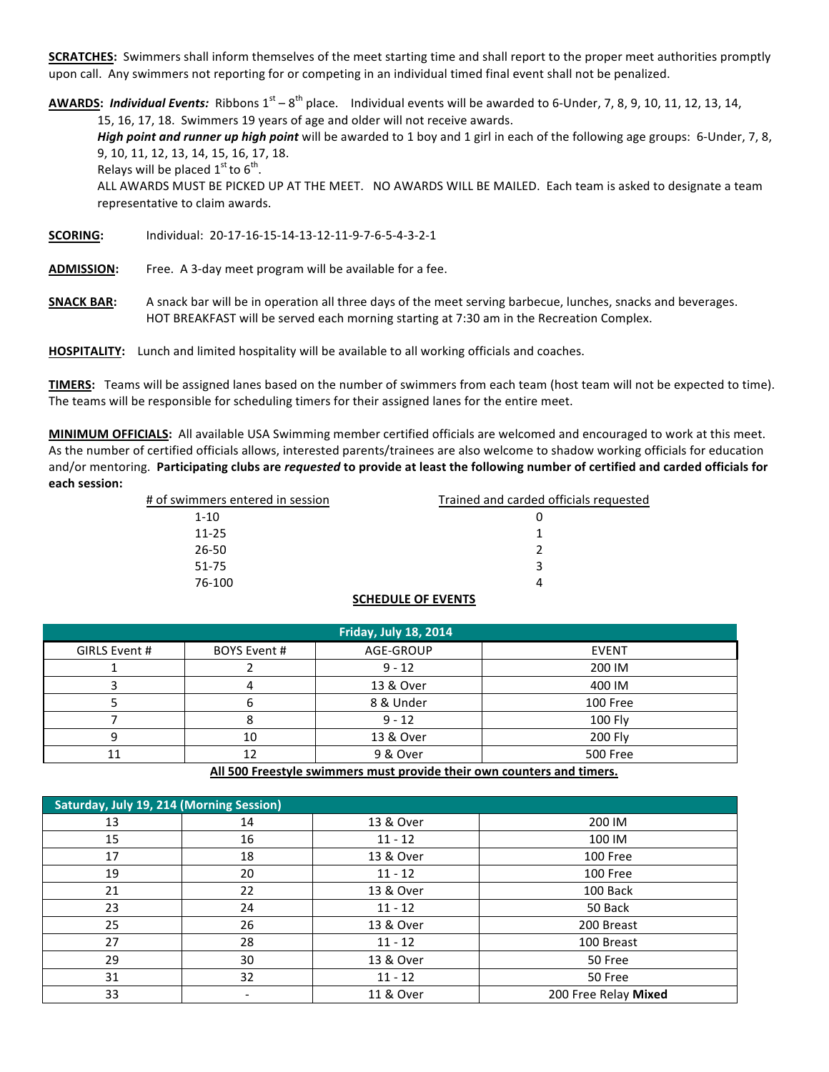**SCRATCHES:** Swimmers shall inform themselves of the meet starting time and shall report to the proper meet authorities promptly upon call. Any swimmers not reporting for or competing in an individual timed final event shall not be penalized.

**AWARDS:** ***Individual Events:*** Ribbons 1st – 8th place. Individual events will be awarded to 6-Under, 7, 8, 9, 10, 11, 12, 13, 14, 15, 16, 17, 18. Swimmers 19 years of age and older will not receive awards.
***High point and runner up high point*** will be awarded to 1 boy and 1 girl in each of the following age groups: 6-Under, 7, 8, 9, 10, 11, 12, 13, 14, 15, 16, 17, 18.
Relays will be placed 1st to 6th.
ALL AWARDS MUST BE PICKED UP AT THE MEET. NO AWARDS WILL BE MAILED. Each team is asked to designate a team representative to claim awards.

**SCORING:** Individual: 20-17-16-15-14-13-12-11-9-7-6-5-4-3-2-1

**ADMISSION:** Free. A 3-day meet program will be available for a fee.

**SNACK BAR:** A snack bar will be in operation all three days of the meet serving barbecue, lunches, snacks and beverages. HOT BREAKFAST will be served each morning starting at 7:30 am in the Recreation Complex.

**HOSPITALITY:** Lunch and limited hospitality will be available to all working officials and coaches.

**TIMERS:** Teams will be assigned lanes based on the number of swimmers from each team (host team will not be expected to time). The teams will be responsible for scheduling timers for their assigned lanes for the entire meet.

**MINIMUM OFFICIALS:** All available USA Swimming member certified officials are welcomed and encouraged to work at this meet. As the number of certified officials allows, interested parents/trainees are also welcome to shadow working officials for education and/or mentoring. **Participating clubs are *requested* to provide at least the following number of certified and carded officials for each session:**

| # of swimmers entered in session | Trained and carded officials requested |
|---|---|
| 1-10 | 0 |
| 11-25 | 1 |
| 26-50 | 2 |
| 51-75 | 3 |
| 76-100 | 4 |

**SCHEDULE OF EVENTS**

| Friday, July 18, 2014 | | | |
|---|---|---|---|
| GIRLS Event # | BOYS Event # | AGE-GROUP | EVENT |
| 1 | 2 | 9 - 12 | 200 IM |
| 3 | 4 | 13 & Over | 400 IM |
| 5 | 6 | 8 & Under | 100 Free |
| 7 | 8 | 9 - 12 | 100 Fly |
| 9 | 10 | 13 & Over | 200 Fly |
| 11 | 12 | 9 & Over | 500 Free |

**All 500 Freestyle swimmers must provide their own counters and timers.**

| Saturday, July 19, 214 (Morning Session) | | | |
|---|---|---|---|
| 13 | 14 | 13 & Over | 200 IM |
| 15 | 16 | 11 - 12 | 100 IM |
| 17 | 18 | 13 & Over | 100 Free |
| 19 | 20 | 11 - 12 | 100 Free |
| 21 | 22 | 13 & Over | 100 Back |
| 23 | 24 | 11 - 12 | 50 Back |
| 25 | 26 | 13 & Over | 200 Breast |
| 27 | 28 | 11 - 12 | 100 Breast |
| 29 | 30 | 13 & Over | 50 Free |
| 31 | 32 | 11 - 12 | 50 Free |
| 33 | - | 11 & Over | 200 Free Relay **Mixed** |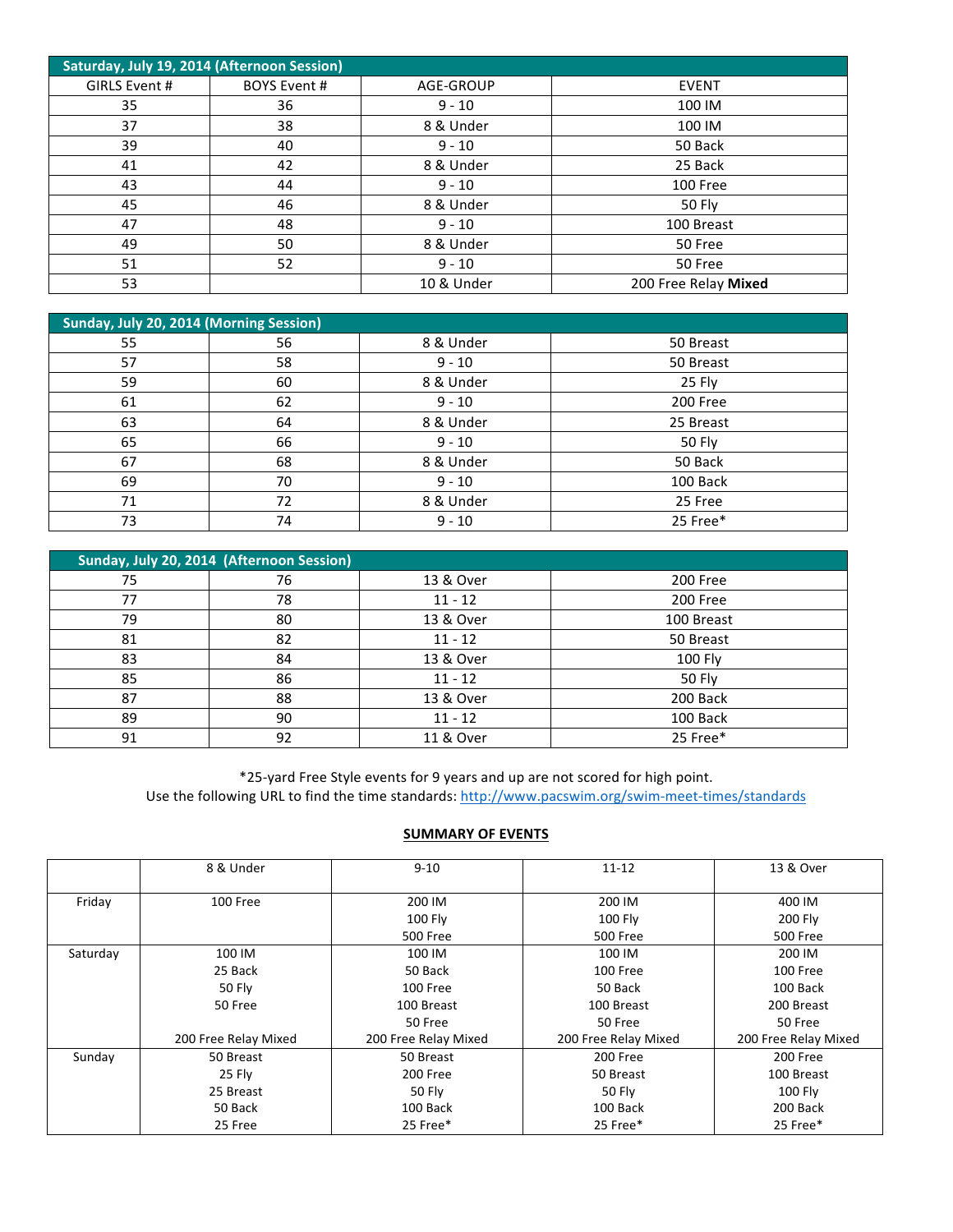| Saturday, July 19, 2014 (Afternoon Session) | | | |
|---|---|---|---|
| GIRLS Event # | BOYS Event # | AGE-GROUP | EVENT |
| 35 | 36 | 9 - 10 | 100 IM |
| 37 | 38 | 8 & Under | 100 IM |
| 39 | 40 | 9 - 10 | 50 Back |
| 41 | 42 | 8 & Under | 25 Back |
| 43 | 44 | 9 - 10 | 100 Free |
| 45 | 46 | 8 & Under | 50 Fly |
| 47 | 48 | 9 - 10 | 100 Breast |
| 49 | 50 | 8 & Under | 50 Free |
| 51 | 52 | 9 - 10 | 50 Free |
| 53 | | 10 & Under | 200 Free Relay **Mixed** |

| Sunday, July 20, 2014 (Morning Session) | | | |
|---|---|---|---|
| 55 | 56 | 8 & Under | 50 Breast |
| 57 | 58 | 9 - 10 | 50 Breast |
| 59 | 60 | 8 & Under | 25 Fly |
| 61 | 62 | 9 - 10 | 200 Free |
| 63 | 64 | 8 & Under | 25 Breast |
| 65 | 66 | 9 - 10 | 50 Fly |
| 67 | 68 | 8 & Under | 50 Back |
| 69 | 70 | 9 - 10 | 100 Back |
| 71 | 72 | 8 & Under | 25 Free |
| 73 | 74 | 9 - 10 | 25 Free* |

| Sunday, July 20, 2014 (Afternoon Session) | | | |
|---|---|---|---|
| 75 | 76 | 13 & Over | 200 Free |
| 77 | 78 | 11 - 12 | 200 Free |
| 79 | 80 | 13 & Over | 100 Breast |
| 81 | 82 | 11 - 12 | 50 Breast |
| 83 | 84 | 13 & Over | 100 Fly |
| 85 | 86 | 11 - 12 | 50 Fly |
| 87 | 88 | 13 & Over | 200 Back |
| 89 | 90 | 11 - 12 | 100 Back |
| 91 | 92 | 11 & Over | 25 Free* |

*25-yard Free Style events for 9 years and up are not scored for high point.
Use the following URL to find the time standards: http://www.pacswim.org/swim-meet-times/standards

**SUMMARY OF EVENTS**

| | 8 & Under | 9-10 | 11-12 | 13 & Over |
|---|---|---|---|---|
| Friday | 100 Free | 200 IM<br>100 Fly<br>500 Free | 200 IM<br>100 Fly<br>500 Free | 400 IM<br>200 Fly<br>500 Free |
| Saturday | 100 IM<br>25 Back<br>50 Fly<br>50 Free<br><br>200 Free Relay Mixed | 100 IM<br>50 Back<br>100 Free<br>100 Breast<br>50 Free<br>200 Free Relay Mixed | 100 IM<br>100 Free<br>50 Back<br>100 Breast<br>50 Free<br>200 Free Relay Mixed | 200 IM<br>100 Free<br>100 Back<br>200 Breast<br>50 Free<br>200 Free Relay Mixed |
| Sunday | 50 Breast<br>25 Fly<br>25 Breast<br>50 Back<br>25 Free | 50 Breast<br>200 Free<br>50 Fly<br>100 Back<br>25 Free* | 200 Free<br>50 Breast<br>50 Fly<br>100 Back<br>25 Free* | 200 Free<br>100 Breast<br>100 Fly<br>200 Back<br>25 Free* |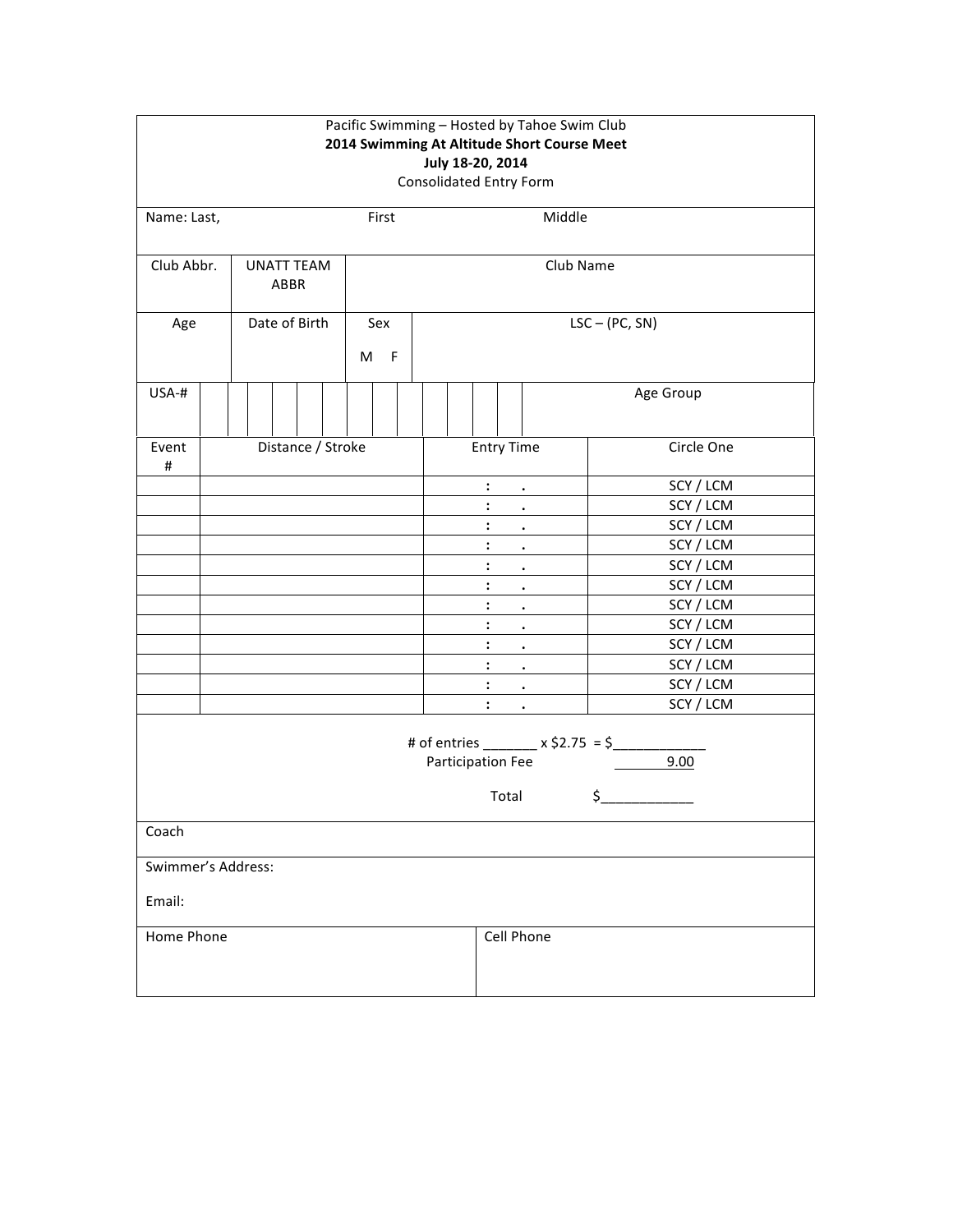Pacific Swimming – Hosted by Tahoe Swim Club

**2014 Swimming At Altitude Short Course Meet**

**July 18-20, 2014**

Consolidated Entry Form

| Name: Last, | First | Middle |
|---|---|---|
| | | |

| Club Abbr. | UNATT TEAM ABBR | Club Name |
|---|---|---|
| | | |

| Age | Date of Birth | Sex M F | LSC – (PC, SN) |
|---|---|---|---|
| | | | |

| USA-# | | | | | | | | | | | | | | Age Group |
|---|---|---|---|---|---|---|---|---|---|---|---|---|---|---|
| | | | | | | | | | | | | | | |

| Event # | Distance / Stroke | Entry Time | Circle One |
|---|---|---|---|
| | | : . | SCY / LCM |
| | | : . | SCY / LCM |
| | | : . | SCY / LCM |
| | | : . | SCY / LCM |
| | | : . | SCY / LCM |
| | | : . | SCY / LCM |
| | | : . | SCY / LCM |
| | | : . | SCY / LCM |
| | | : . | SCY / LCM |
| | | : . | SCY / LCM |
| | | : . | SCY / LCM |
| | | : . | SCY / LCM |

# of entries _______ x $2.75 = $____________

Participation Fee 9.00

Total $____________

Coach

Swimmer's Address:

Email:

| Home Phone | Cell Phone |
|---|---|
| | |